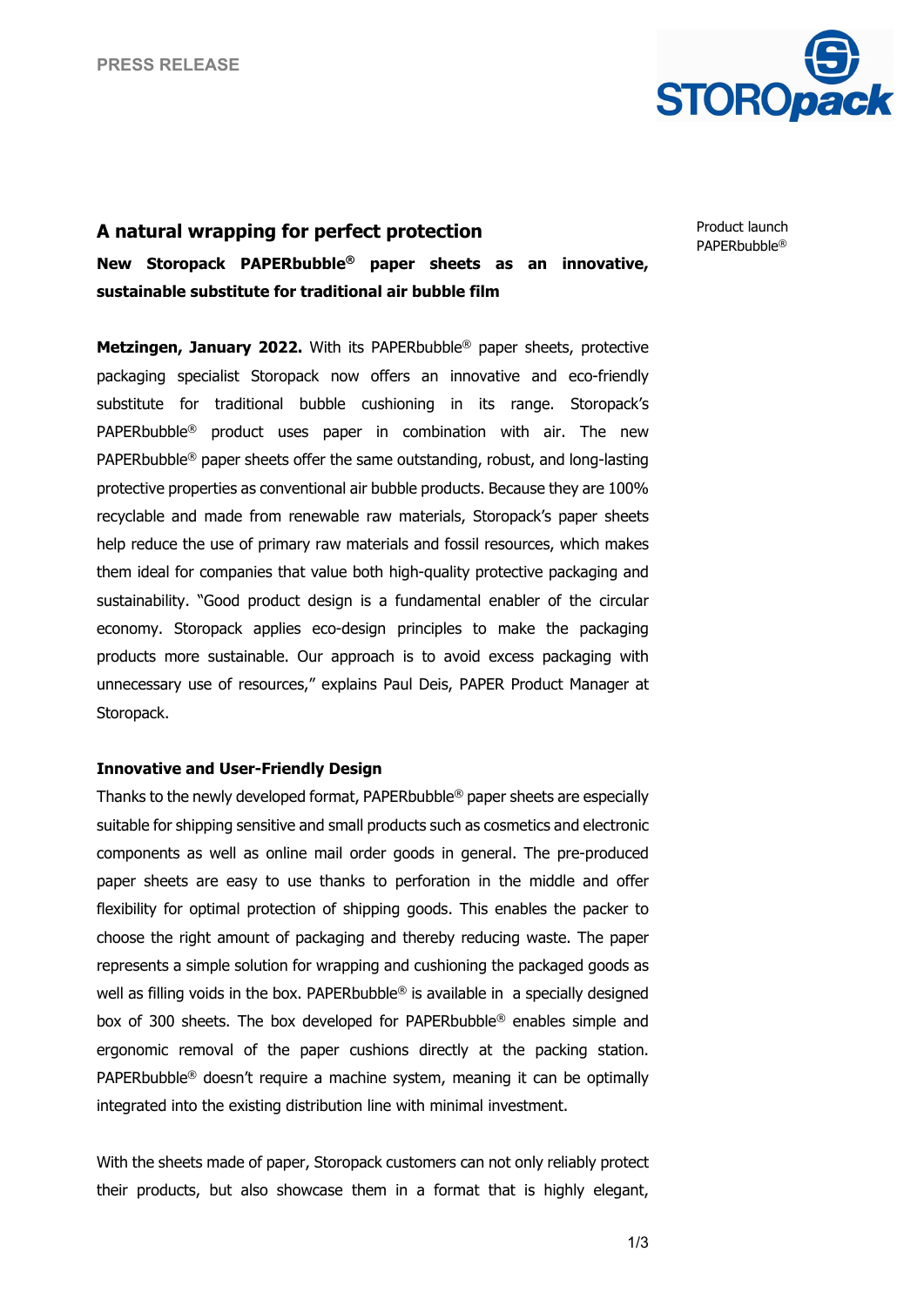PRESS RELEASE

Product launch PAPERbubble®

# A natural wrapping for perfect protection

**New Storopack PAPERbubble® paper sheets as an innovative, sustainable substitute for traditional air bubble film**

**Metzingen, January 2022.** With its PAPERbubble® paper sheets, protective packaging specialist Storopack now offers an innovative and eco-friendly substitute for traditional bubble cushioning in its range. Storopack's PAPERbubble® product uses paper in combination with air. The new PAPERbubble® paper sheets offer the same outstanding, robust, and long-lasting protective properties as conventional air bubble products. Because they are 100% recyclable and made from renewable raw materials, Storopack's paper sheets help reduce the use of primary raw materials and fossil resources, which makes them ideal for companies that value both high-quality protective packaging and sustainability. "Good product design is a fundamental enabler of the circular economy. Storopack applies eco-design principles to make the packaging products more sustainable. Our approach is to avoid excess packaging with unnecessary use of resources," explains Paul Deis, PAPER Product Manager at Storopack.

**Innovative and User-Friendly Design**

Thanks to the newly developed format, PAPERbubble® paper sheets are especially suitable for shipping sensitive and small products such as cosmetics and electronic components as well as online mail order goods in general. The pre-produced paper sheets are easy to use thanks to perforation in the middle and offer flexibility for optimal protection of shipping goods. This enables the packer to choose the right amount of packaging and thereby reducing waste. The paper represents a simple solution for wrapping and cushioning the packaged goods as well as filling voids in the box. PAPERbubble® is available in a specially designed box of 300 sheets. The box developed for PAPERbubble® enables simple and ergonomic removal of the paper cushions directly at the packing station. PAPERbubble® doesn't require a machine system, meaning it can be optimally integrated into the existing distribution line with minimal investment.

With the sheets made of paper, Storopack customers can not only reliably protect their products, but also showcase them in a format that is highly elegant,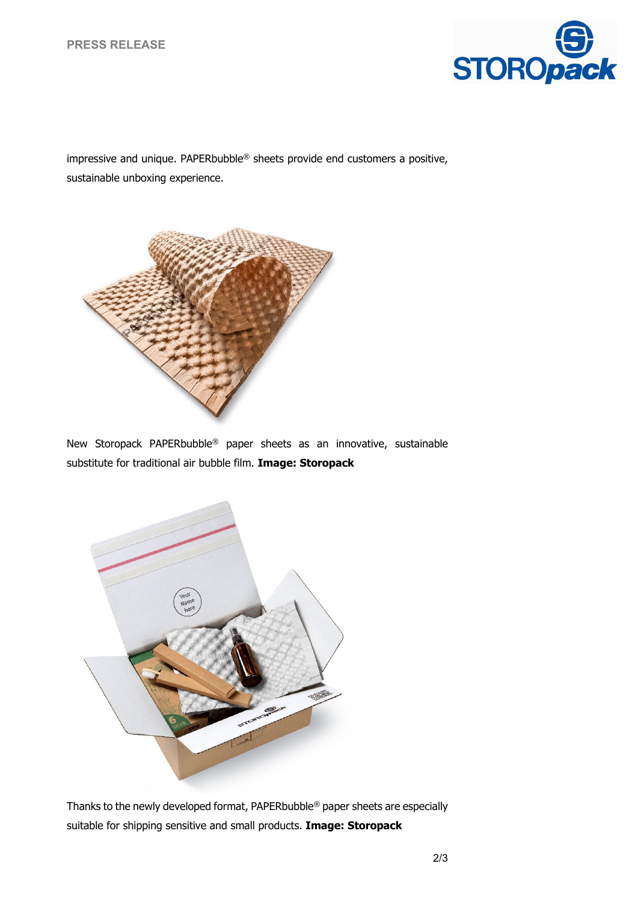impressive and unique. PAPERbubble® sheets provide end customers a positive, sustainable unboxing experience.

New Storopack PAPERbubble® paper sheets as an innovative, sustainable substitute for traditional air bubble film. **Image: Storopack**

Thanks to the newly developed format, PAPERbubble® paper sheets are especially suitable for shipping sensitive and small products. **Image: Storopack**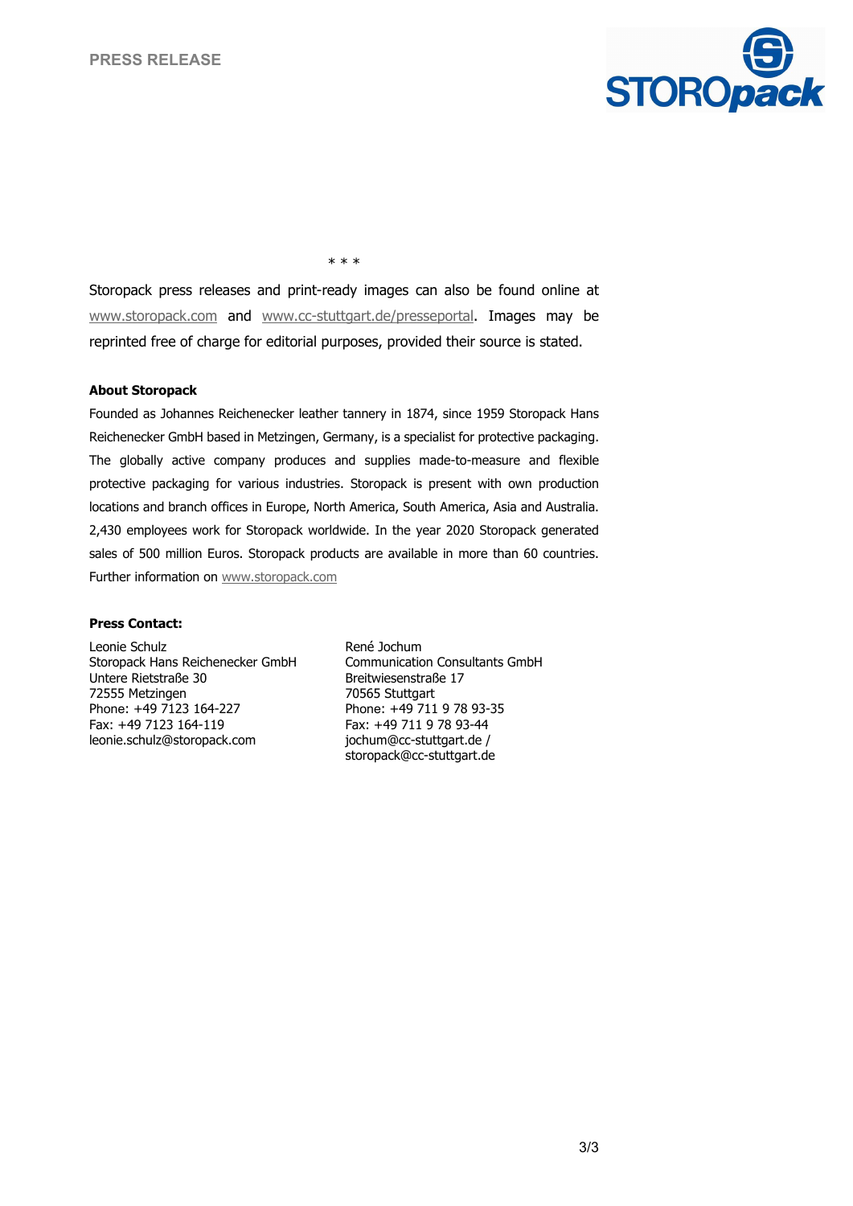\* \* \*

Storopack press releases and print-ready images can also be found online at www.storopack.com and www.cc-stuttgart.de/presseportal. Images may be reprinted free of charge for editorial purposes, provided their source is stated.

**About Storopack**

Founded as Johannes Reichenecker leather tannery in 1874, since 1959 Storopack Hans Reichenecker GmbH based in Metzingen, Germany, is a specialist for protective packaging. The globally active company produces and supplies made-to-measure and flexible protective packaging for various industries. Storopack is present with own production locations and branch offices in Europe, North America, South America, Asia and Australia. 2,430 employees work for Storopack worldwide. In the year 2020 Storopack generated sales of 500 million Euros. Storopack products are available in more than 60 countries. Further information on www.storopack.com

**Press Contact:**

Leonie Schulz
Storopack Hans Reichenecker GmbH
Untere Rietstraße 30
72555 Metzingen
Phone: +49 7123 164-227
Fax: +49 7123 164-119
leonie.schulz@storopack.com

René Jochum
Communication Consultants GmbH
Breitwiesenstraße 17
70565 Stuttgart
Phone: +49 711 9 78 93-35
Fax: +49 711 9 78 93-44
jochum@cc-stuttgart.de /
storopack@cc-stuttgart.de